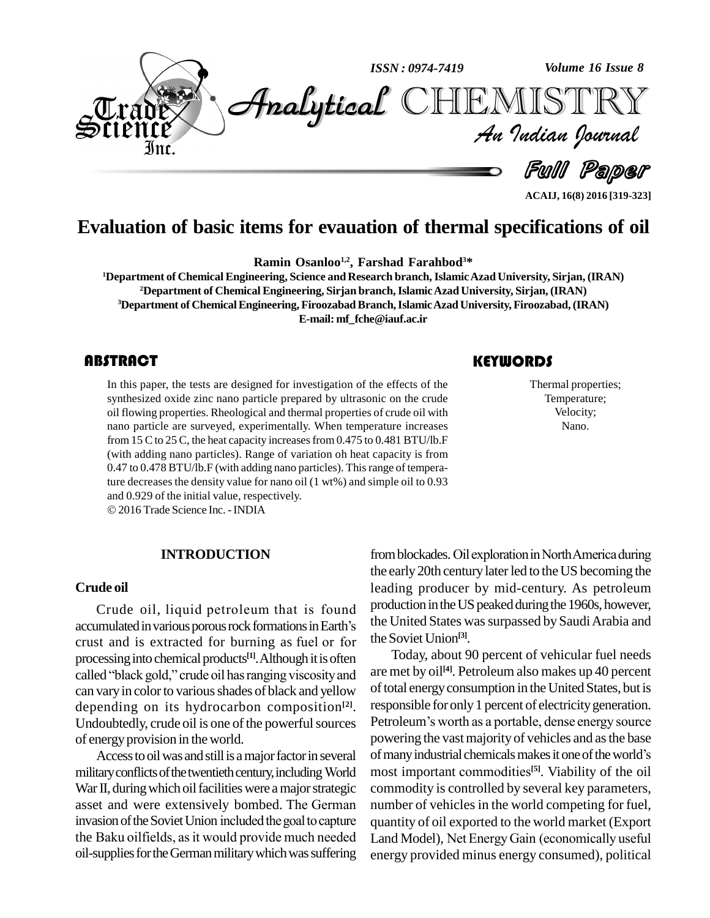# Evaluation of basic items for evauation of thermal specifications of oil

**Ramin Osanloo[1,2], Farshad Farahbod[3]***

[1]Department of Chemical Engineering, Science and Research branch, Islamic Azad University, Sirjan, (IRAN)
[2]Department of Chemical Engineering, Sirjan branch, Islamic Azad University, Sirjan, (IRAN)
[3]Department of Chemical Engineering, Firoozabad Branch, Islamic Azad University, Firoozabad, (IRAN)
E-mail: mf_fche@iauf.ac.ir

## ABSTRACT

In this paper, the tests are designed for investigation of the effects of the synthesized oxide zinc nano particle prepared by ultrasonic on the crude oil flowing properties. Rheological and thermal properties of crude oil with nano particle are surveyed, experimentally. When temperature increases from 15 C to 25 C, the heat capacity increases from 0.475 to 0.481 BTU/lb.F (with adding nano particles). Range of variation oh heat capacity is from 0.47 to 0.478 BTU/lb.F (with adding nano particles). This range of temperature decreases the density value for nano oil (1 wt%) and simple oil to 0.93 and 0.929 of the initial value, respectively.

© 2016 Trade Science Inc. - INDIA

## KEYWORDS

Thermal properties;
Temperature;
Velocity;
Nano.

## INTRODUCTION

### Crude oil

Crude oil, liquid petroleum that is found accumulated in various porous rock formations in Earth's crust and is extracted for burning as fuel or for processing into chemical products[1]. Although it is often called "black gold," crude oil has ranging viscosity and can vary in color to various shades of black and yellow depending on its hydrocarbon composition[2]. Undoubtedly, crude oil is one of the powerful sources of energy provision in the world.

Access to oil was and still is a major factor in several military conflicts of the twentieth century, including World War II, during which oil facilities were a major strategic asset and were extensively bombed. The German invasion of the Soviet Union included the goal to capture the Baku oilfields, as it would provide much needed oil-supplies for the German military which was suffering from blockades. Oil exploration in North America during the early 20th century later led to the US becoming the leading producer by mid-century. As petroleum production in the US peaked during the 1960s, however, the United States was surpassed by Saudi Arabia and the Soviet Union[3].

Today, about 90 percent of vehicular fuel needs are met by oil[4]. Petroleum also makes up 40 percent of total energy consumption in the United States, but is responsible for only 1 percent of electricity generation. Petroleum's worth as a portable, dense energy source powering the vast majority of vehicles and as the base of many industrial chemicals makes it one of the world's most important commodities[5]. Viability of the oil commodity is controlled by several key parameters, number of vehicles in the world competing for fuel, quantity of oil exported to the world market (Export Land Model), Net Energy Gain (economically useful energy provided minus energy consumed), political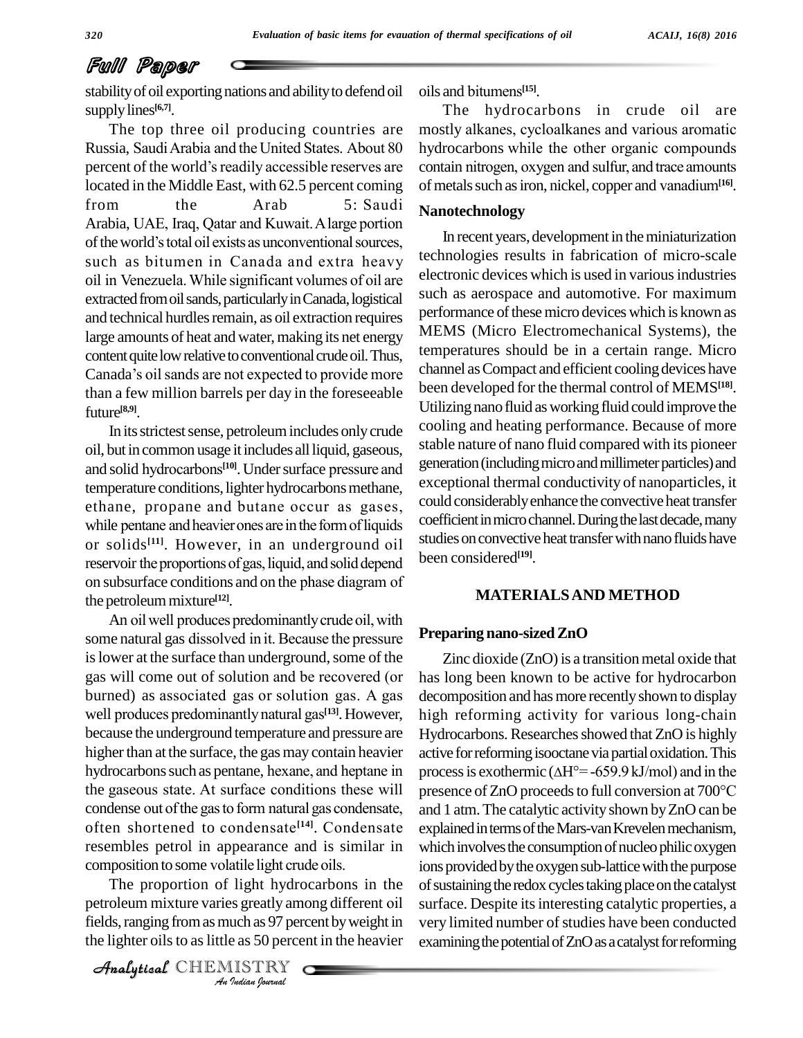stability of oil exporting nations and ability to defend oil supply lines[6,7].

The top three oil producing countries are Russia, Saudi Arabia and the United States. About 80 percent of the world's readily accessible reserves are located in the Middle East, with 62.5 percent coming from the Arab 5: Saudi Arabia, UAE, Iraq, Qatar and Kuwait. A large portion of the world's total oil exists as unconventional sources, such as bitumen in Canada and extra heavy oil in Venezuela. While significant volumes of oil are extracted from oil sands, particularly in Canada, logistical and technical hurdles remain, as oil extraction requires large amounts of heat and water, making its net energy content quite low relative to conventional crude oil. Thus, Canada's oil sands are not expected to provide more than a few million barrels per day in the foreseeable future[8,9].

In its strictest sense, petroleum includes only crude oil, but in common usage it includes all liquid, gaseous, and solid hydrocarbons[10]. Under surface pressure and temperature conditions, lighter hydrocarbons methane, ethane, propane and butane occur as gases, while pentane and heavier ones are in the form of liquids or solids[11]. However, in an underground oil reservoir the proportions of gas, liquid, and solid depend on subsurface conditions and on the phase diagram of the petroleum mixture[12].

An oil well produces predominantly crude oil, with some natural gas dissolved in it. Because the pressure is lower at the surface than underground, some of the gas will come out of solution and be recovered (or burned) as associated gas or solution gas. A gas well produces predominantly natural gas[13]. However, because the underground temperature and pressure are higher than at the surface, the gas may contain heavier hydrocarbons such as pentane, hexane, and heptane in the gaseous state. At surface conditions these will condense out of the gas to form natural gas condensate, often shortened to condensate[14]. Condensate resembles petrol in appearance and is similar in composition to some volatile light crude oils.

The proportion of light hydrocarbons in the petroleum mixture varies greatly among different oil fields, ranging from as much as 97 percent by weight in the lighter oils to as little as 50 percent in the heavier oils and bitumens[15].

The hydrocarbons in crude oil are mostly alkanes, cycloalkanes and various aromatic hydrocarbons while the other organic compounds contain nitrogen, oxygen and sulfur, and trace amounts of metals such as iron, nickel, copper and vanadium[16].

## Nanotechnology

In recent years, development in the miniaturization technologies results in fabrication of micro-scale electronic devices which is used in various industries such as aerospace and automotive. For maximum performance of these micro devices which is known as MEMS (Micro Electromechanical Systems), the temperatures should be in a certain range. Micro channel as Compact and efficient cooling devices have been developed for the thermal control of MEMS[18]. Utilizing nano fluid as working fluid could improve the cooling and heating performance. Because of more stable nature of nano fluid compared with its pioneer generation (including micro and millimeter particles) and exceptional thermal conductivity of nanoparticles, it could considerably enhance the convective heat transfer coefficient in micro channel. During the last decade, many studies on convective heat transfer with nano fluids have been considered[19].

## MATERIALS AND METHOD

### Preparing nano-sized ZnO

Zinc dioxide (ZnO) is a transition metal oxide that has long been known to be active for hydrocarbon decomposition and has more recently shown to display high reforming activity for various long-chain Hydrocarbons. Researches showed that ZnO is highly active for reforming isooctane via partial oxidation. This process is exothermic ($\Delta H^\circ = -659.9$ kJ/mol) and in the presence of ZnO proceeds to full conversion at 700°C and 1 atm. The catalytic activity shown by ZnO can be explained in terms of the Mars-van Krevelen mechanism, which involves the consumption of nucleo philic oxygen ions provided by the oxygen sub-lattice with the purpose of sustaining the redox cycles taking place on the catalyst surface. Despite its interesting catalytic properties, a very limited number of studies have been conducted examining the potential of ZnO as a catalyst for reforming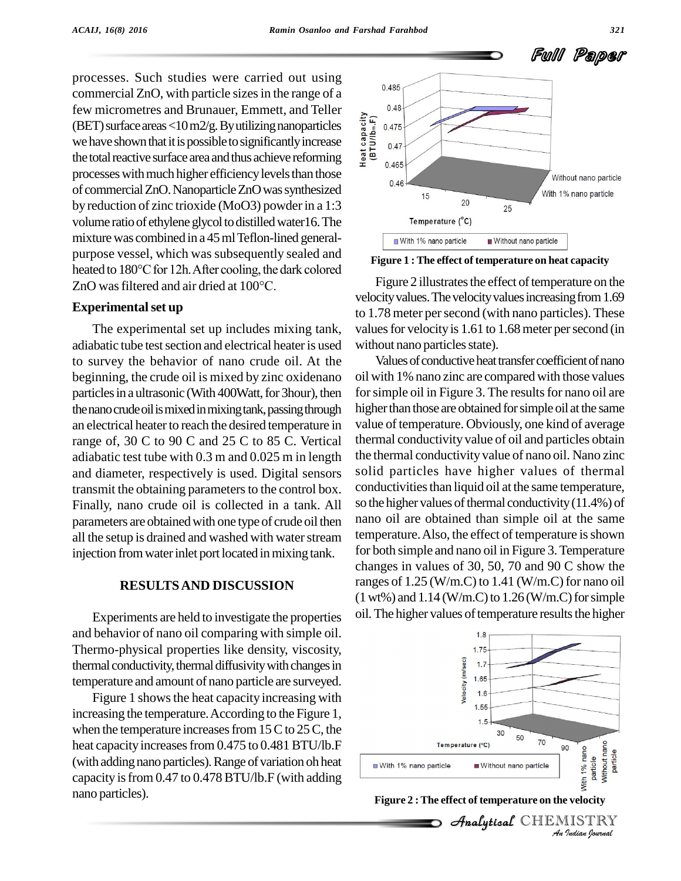processes. Such studies were carried out using commercial ZnO, with particle sizes in the range of a few micrometres and Brunauer, Emmett, and Teller (BET) surface areas <10 m2/g. By utilizing nanoparticles we have shown that it is possible to significantly increase the total reactive surface area and thus achieve reforming processes with much higher efficiency levels than those of commercial ZnO. Nanoparticle ZnO was synthesized by reduction of zinc trioxide ($MoO_3$) powder in a 1:3 volume ratio of ethylene glycol to distilled water16. The mixture was combined in a 45 ml Teflon-lined general-purpose vessel, which was subsequently sealed and heated to 180°C for 12h. After cooling, the dark colored ZnO was filtered and air dried at 100°C.

## Experimental set up

The experimental set up includes mixing tank, adiabatic tube test section and electrical heater is used to survey the behavior of nano crude oil. At the beginning, the crude oil is mixed by zinc oxidenano particles in a ultrasonic (With 400Watt, for 3hour), then the nano crude oil is mixed in mixing tank, passing through an electrical heater to reach the desired temperature in range of, 30 C to 90 C and 25 C to 85 C. Vertical adiabatic test tube with 0.3 m and 0.025 m in length and diameter, respectively is used. Digital sensors transmit the obtaining parameters to the control box. Finally, nano crude oil is collected in a tank. All parameters are obtained with one type of crude oil then all the setup is drained and washed with water stream injection from water inlet port located in mixing tank.

## RESULTS AND DISCUSSION

Experiments are held to investigate the properties and behavior of nano oil comparing with simple oil. Thermo-physical properties like density, viscosity, thermal conductivity, thermal diffusivity with changes in temperature and amount of nano particle are surveyed.

Figure 1 shows the heat capacity increasing with increasing the temperature. According to the Figure 1, when the temperature increases from 15 C to 25 C, the heat capacity increases from 0.475 to 0.481 BTU/lb.F (with adding nano particles). Range of variation oh heat capacity is from 0.47 to 0.478 BTU/lb.F (with adding nano particles).

**Figure 1 : The effect of temperature on heat capacity**

Figure 2 illustrates the effect of temperature on the velocity values. The velocity values increasing from 1.69 to 1.78 meter per second (with nano particles). These values for velocity is 1.61 to 1.68 meter per second (in without nano particles state).

Values of conductive heat transfer coefficient of nano oil with 1% nano zinc are compared with those values for simple oil in Figure 3. The results for nano oil are higher than those are obtained for simple oil at the same value of temperature. Obviously, one kind of average thermal conductivity value of oil and particles obtain the thermal conductivity value of nano oil. Nano zinc solid particles have higher values of thermal conductivities than liquid oil at the same temperature, so the higher values of thermal conductivity (11.4%) of nano oil are obtained than simple oil at the same temperature. Also, the effect of temperature is shown for both simple and nano oil in Figure 3. Temperature changes in values of 30, 50, 70 and 90 C show the ranges of 1.25 (W/m.C) to 1.41 (W/m.C) for nano oil (1 wt%) and 1.14 (W/m.C) to 1.26 (W/m.C) for simple oil. The higher values of temperature results the higher

**Figure 2 : The effect of temperature on the velocity**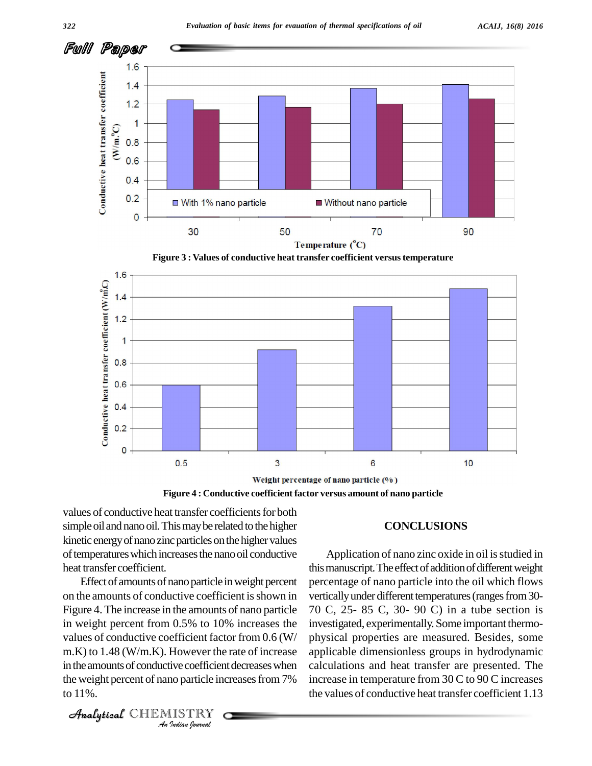Figure 3 : Values of conductive heat transfer coefficient versus temperature

Figure 4 : Conductive coefficient factor versus amount of nano particle

values of conductive heat transfer coefficients for both simple oil and nano oil. This may be related to the higher kinetic energy of nano zinc particles on the higher values of temperatures which increases the nano oil conductive heat transfer coefficient.

Effect of amounts of nano particle in weight percent on the amounts of conductive coefficient is shown in Figure 4. The increase in the amounts of nano particle in weight percent from 0.5% to 10% increases the values of conductive coefficient factor from 0.6 (W/m.K) to 1.48 (W/m.K). However the rate of increase in the amounts of conductive coefficient decreases when the weight percent of nano particle increases from 7% to 11%.

## CONCLUSIONS

Application of nano zinc oxide in oil is studied in this manuscript. The effect of addition of different weight percentage of nano particle into the oil which flows vertically under different temperatures (ranges from 30-70 C, 25- 85 C, 30- 90 C) in a tube section is investigated, experimentally. Some important thermo-physical properties are measured. Besides, some applicable dimensionless groups in hydrodynamic calculations and heat transfer are presented. The increase in temperature from 30 C to 90 C increases the values of conductive heat transfer coefficient 1.13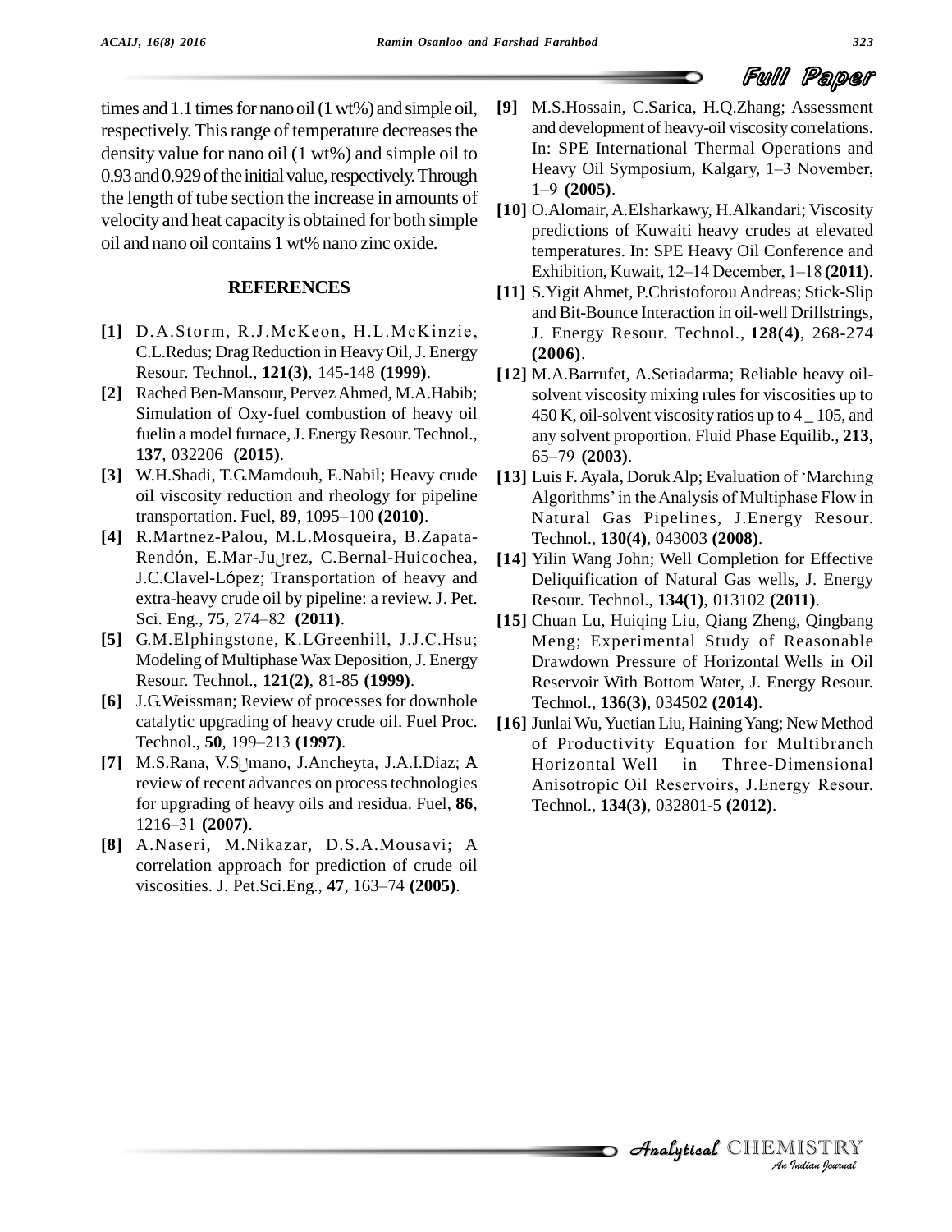times and 1.1 times for nano oil (1 wt%) and simple oil, respectively. This range of temperature decreases the density value for nano oil (1 wt%) and simple oil to 0.93 and 0.929 of the initial value, respectively. Through the length of tube section the increase in amounts of velocity and heat capacity is obtained for both simple oil and nano oil contains 1 wt% nano zinc oxide.

## REFERENCES

**[1]** D.A.Storm, R.J.McKeon, H.L.McKinzie, C.L.Redus; Drag Reduction in Heavy Oil, J. Energy Resour. Technol., **121(3)**, 145-148 **(1999)**.

**[2]** Rached Ben-Mansour, Pervez Ahmed, M.A.Habib; Simulation of Oxy-fuel combustion of heavy oil fuelin a model furnace, J. Energy Resour. Technol., **137**, 032206 **(2015)**.

**[3]** W.H.Shadi, T.G.Mamdouh, E.Nabil; Heavy crude oil viscosity reduction and rheology for pipeline transportation. Fuel, **89**, 1095–100 **(2010)**.

**[4]** R.Martnez-Palou, M.L.Mosqueira, B.Zapata-Rendón, E.Mar-Juárez, C.Bernal-Huicochea, J.C.Clavel-López; Transportation of heavy and extra-heavy crude oil by pipeline: a review. J. Pet. Sci. Eng., **75**, 274–82 **(2011)**.

**[5]** G.M.Elphingstone, K.LGreenhill, J.J.C.Hsu; Modeling of Multiphase Wax Deposition, J. Energy Resour. Technol., **121(2)**, 81-85 **(1999)**.

**[6]** J.G.Weissman; Review of processes for downhole catalytic upgrading of heavy crude oil. Fuel Proc. Technol., **50**, 199–213 **(1997)**.

**[7]** M.S.Rana, V.Sámano, J.Ancheyta, J.A.I.Diaz; A review of recent advances on process technologies for upgrading of heavy oils and residua. Fuel, **86**, 1216–31 **(2007)**.

**[8]** A.Naseri, M.Nikazar, D.S.A.Mousavi; A correlation approach for prediction of crude oil viscosities. J. Pet.Sci.Eng., **47**, 163–74 **(2005)**.

**[9]** M.S.Hossain, C.Sarica, H.Q.Zhang; Assessment and development of heavy-oil viscosity correlations. In: SPE International Thermal Operations and Heavy Oil Symposium, Kalgary, 1–3 November, 1–9 **(2005)**.

**[10]** O.Alomair, A.Elsharkawy, H.Alkandari; Viscosity predictions of Kuwaiti heavy crudes at elevated temperatures. In: SPE Heavy Oil Conference and Exhibition, Kuwait, 12–14 December, 1–18 **(2011)**.

**[11]** S.Yigit Ahmet, P.Christoforou Andreas; Stick-Slip and Bit-Bounce Interaction in oil-well Drillstrings, J. Energy Resour. Technol., **128(4)**, 268-274 **(2006)**.

**[12]** M.A.Barrufet, A.Setiadarma; Reliable heavy oil-solvent viscosity mixing rules for viscosities up to 450 K, oil-solvent viscosity ratios up to 4 _ 105, and any solvent proportion. Fluid Phase Equilib., **213**, 65–79 **(2003)**.

**[13]** Luis F. Ayala, Doruk Alp; Evaluation of 'Marching Algorithms' in the Analysis of Multiphase Flow in Natural Gas Pipelines, J.Energy Resour. Technol., **130(4)**, 043003 **(2008)**.

**[14]** Yilin Wang John; Well Completion for Effective Deliquification of Natural Gas wells, J. Energy Resour. Technol., **134(1)**, 013102 **(2011)**.

**[15]** Chuan Lu, Huiqing Liu, Qiang Zheng, Qingbang Meng; Experimental Study of Reasonable Drawdown Pressure of Horizontal Wells in Oil Reservoir With Bottom Water, J. Energy Resour. Technol., **136(3)**, 034502 **(2014)**.

**[16]** Junlai Wu, Yuetian Liu, Haining Yang; New Method of Productivity Equation for Multibranch Horizontal Well in Three-Dimensional Anisotropic Oil Reservoirs, J.Energy Resour. Technol., **134(3)**, 032801-5 **(2012)**.